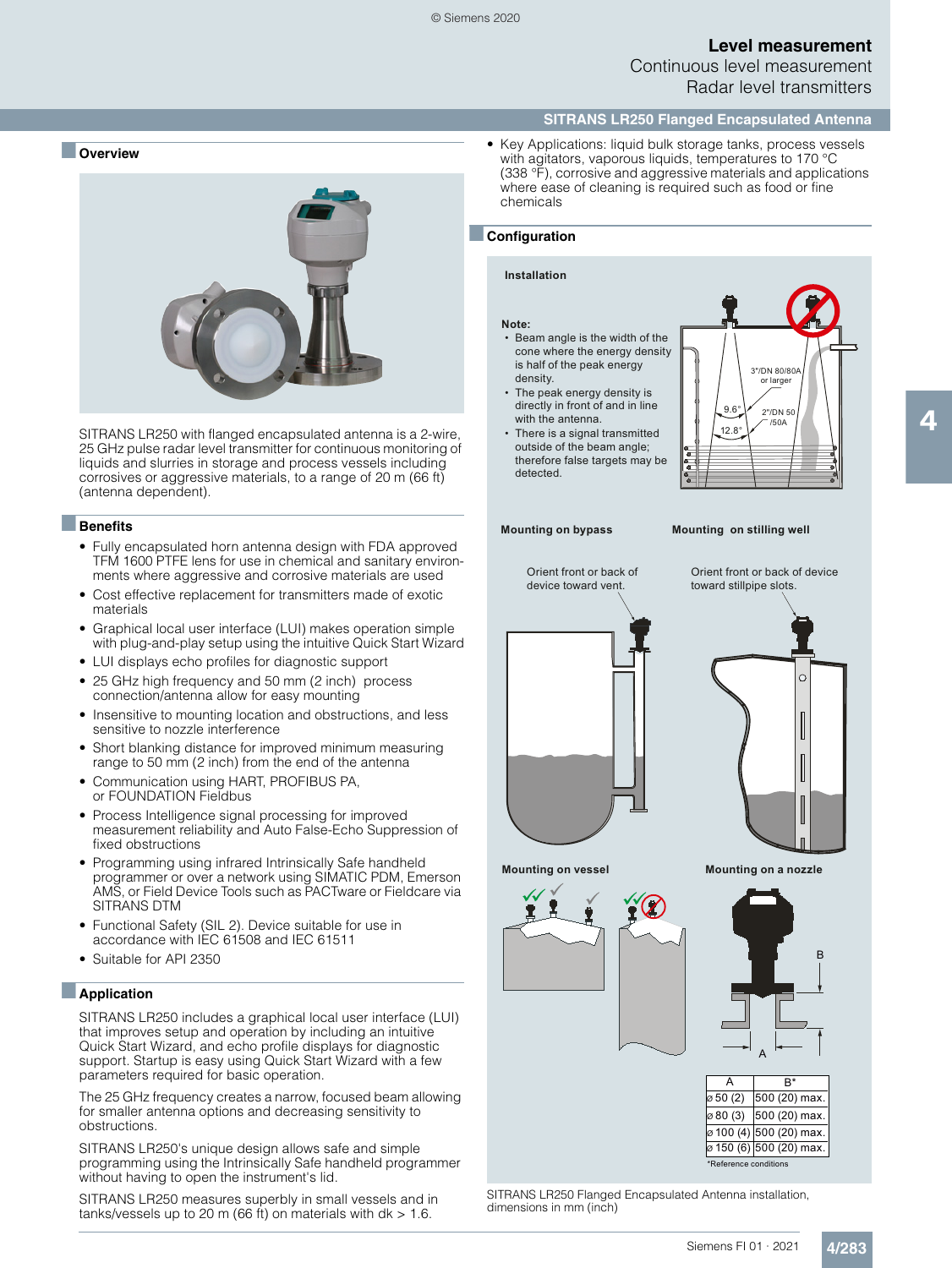# Level measurement

## Continuous level measurement

## Radar level transmitters

### SITRANS LR250 Flanged Encapsulated Antenna

## Overview

SITRANS LR250 with flanged encapsulated antenna is a 2-wire, 25 GHz pulse radar level transmitter for continuous monitoring of liquids and slurries in storage and process vessels including corrosives or aggressive materials, to a range of 20 m (66 ft) (antenna dependent).

## Benefits

- Fully encapsulated horn antenna design with FDA approved TFM 1600 PTFE lens for use in chemical and sanitary environments where aggressive and corrosive materials are used
- Cost effective replacement for transmitters made of exotic materials
- Graphical local user interface (LUI) makes operation simple with plug-and-play setup using the intuitive Quick Start Wizard
- LUI displays echo profiles for diagnostic support
- 25 GHz high frequency and 50 mm (2 inch) process connection/antenna allow for easy mounting
- Insensitive to mounting location and obstructions, and less sensitive to nozzle interference
- Short blanking distance for improved minimum measuring range to 50 mm (2 inch) from the end of the antenna
- Communication using HART, PROFIBUS PA, or FOUNDATION Fieldbus
- Process Intelligence signal processing for improved measurement reliability and Auto False-Echo Suppression of fixed obstructions
- Programming using infrared Intrinsically Safe handheld programmer or over a network using SIMATIC PDM, Emerson AMS, or Field Device Tools such as PACTware or Fieldcare via SITRANS DTM
- Functional Safety (SIL 2). Device suitable for use in accordance with IEC 61508 and IEC 61511
- Suitable for API 2350

## Application

SITRANS LR250 includes a graphical local user interface (LUI) that improves setup and operation by including an intuitive Quick Start Wizard, and echo profile displays for diagnostic support. Startup is easy using Quick Start Wizard with a few parameters required for basic operation.

The 25 GHz frequency creates a narrow, focused beam allowing for smaller antenna options and decreasing sensitivity to obstructions.

SITRANS LR250's unique design allows safe and simple programming using the Intrinsically Safe handheld programmer without having to open the instrument's lid.

SITRANS LR250 measures superbly in small vessels and in tanks/vessels up to 20 m (66 ft) on materials with dk > 1.6.

- Key Applications: liquid bulk storage tanks, process vessels with agitators, vaporous liquids, temperatures to 170 °C (338 °F), corrosive and aggressive materials and applications where ease of cleaning is required such as food or fine chemicals

## Configuration

**Installation**

**Note:**
- Beam angle is the width of the cone where the energy density is half of the peak energy density.
- The peak energy density is directly in front of and in line with the antenna.
- There is a signal transmitted outside of the beam angle; therefore false targets may be detected.

3"/DN 80/80A or larger: 9.6°
2"/DN 50/50A: 12.8°

**Mounting on bypass**

Orient front or back of device toward vent.

**Mounting on stilling well**

Orient front or back of device toward stillpipe slots.

**Mounting on vessel**

**Mounting on a nozzle**

| A | B* |
|---|---|
| ⌀ 50 (2) | 500 (20) max. |
| ⌀ 80 (3) | 500 (20) max. |
| ⌀ 100 (4) | 500 (20) max. |
| ⌀ 150 (6) | 500 (20) max. |

*Reference conditions

SITRANS LR250 Flanged Encapsulated Antenna installation, dimensions in mm (inch)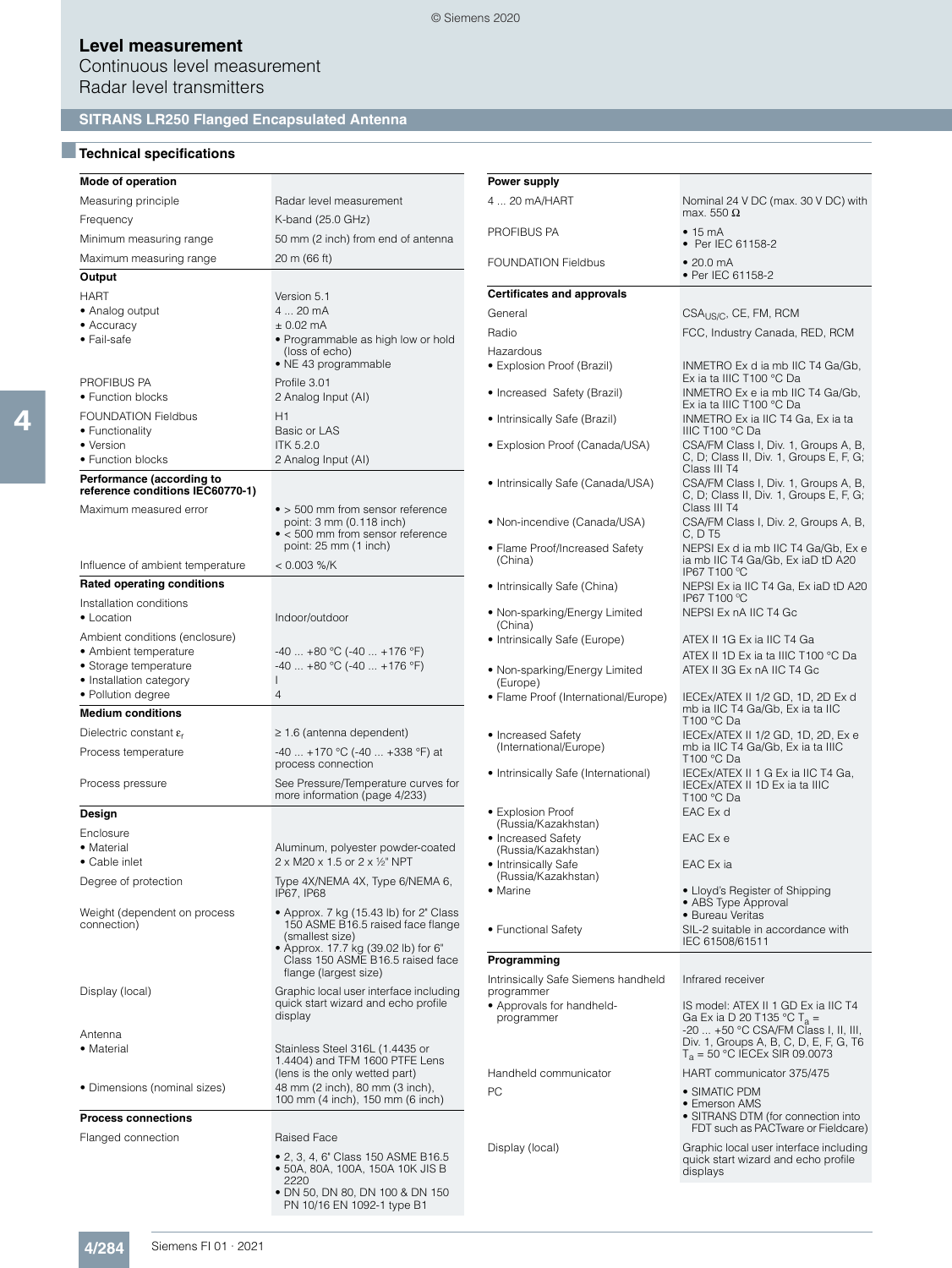# Level measurement

Continuous level measurement
Radar level transmitters

## SITRANS LR250 Flanged Encapsulated Antenna

### Technical specifications

| **Mode of operation** | |
|---|---|
| Measuring principle | Radar level measurement |
| Frequency | K-band (25.0 GHz) |
| Minimum measuring range | 50 mm (2 inch) from end of antenna |
| Maximum measuring range | 20 m (66 ft) |
| **Output** | |
| HART | Version 5.1 |
| • Analog output | 4 ... 20 mA |
| • Accuracy | ± 0.02 mA |
| • Fail-safe | • Programmable as high low or hold (loss of echo) • NE 43 programmable |
| PROFIBUS PA | Profile 3.01 |
| • Function blocks | 2 Analog Input (AI) |
| FOUNDATION Fieldbus | H1 |
| • Functionality | Basic or LAS |
| • Version | ITK 5.2.0 |
| • Function blocks | 2 Analog Input (AI) |
| **Performance (according to reference conditions IEC60770-1)** | |
| Maximum measured error | • > 500 mm from sensor reference point: 3 mm (0.118 inch) • < 500 mm from sensor reference point: 25 mm (1 inch) |
| Influence of ambient temperature | < 0.003 %/K |
| **Rated operating conditions** | |
| Installation conditions | |
| • Location | Indoor/outdoor |
| Ambient conditions (enclosure) | |
| • Ambient temperature | -40 ... +80 °C (-40 ... +176 °F) |
| • Storage temperature | -40 ... +80 °C (-40 ... +176 °F) |
| • Installation category | I |
| • Pollution degree | 4 |
| **Medium conditions** | |
| Dielectric constant $\varepsilon_r$ | ≥ 1.6 (antenna dependent) |
| Process temperature | -40 ... +170 °C (-40 ... +338 °F) at process connection |
| Process pressure | See Pressure/Temperature curves for more information (page 4/233) |
| **Design** | |
| Enclosure | |
| • Material | Aluminum, polyester powder-coated |
| • Cable inlet | 2 x M20 x 1.5 or 2 x ½" NPT |
| Degree of protection | Type 4X/NEMA 4X, Type 6/NEMA 6, IP67, IP68 |
| Weight (dependent on process connection) | • Approx. 7 kg (15.43 lb) for 2" Class 150 ASME B16.5 raised face flange (smallest size) • Approx. 17.7 kg (39.02 lb) for 6" Class 150 ASME B16.5 raised face flange (largest size) |
| Display (local) | Graphic local user interface including quick start wizard and echo profile display |
| Antenna | |
| • Material | Stainless Steel 316L (1.4435 or 1.4404) and TFM 1600 PTFE Lens (lens is the only wetted part) |
| • Dimensions (nominal sizes) | 48 mm (2 inch), 80 mm (3 inch), 100 mm (4 inch), 150 mm (6 inch) |
| **Process connections** | |
| Flanged connection | Raised Face |
| | • 2, 3, 4, 6" Class 150 ASME B16.5 • 50A, 80A, 100A, 150A 10K JIS B 2220 • DN 50, DN 80, DN 100 & DN 150 PN 10/16 EN 1092-1 type B1 |

| **Power supply** | |
|---|---|
| 4 ... 20 mA/HART | Nominal 24 V DC (max. 30 V DC) with max. 550 Ω |
| PROFIBUS PA | • 15 mA • Per IEC 61158-2 |
| FOUNDATION Fieldbus | • 20.0 mA • Per IEC 61158-2 |
| **Certificates and approvals** | |
| General | $CSA_{US/C}$, CE, FM, RCM |
| Radio | FCC, Industry Canada, RED, RCM |
| Hazardous | |
| • Explosion Proof (Brazil) | INMETRO Ex d ia mb IIC T4 Ga/Gb, Ex ia ta IIIC T100 °C Da |
| • Increased Safety (Brazil) | INMETRO Ex e ia mb IIC T4 Ga/Gb, Ex ia ta IIIC T100 °C Da |
| • Intrinsically Safe (Brazil) | INMETRO Ex ia IIC T4 Ga, Ex ia ta IIIC T100 °C Da |
| • Explosion Proof (Canada/USA) | CSA/FM Class I, Div. 1, Groups A, B, C, D; Class II, Div. 1, Groups E, F, G; Class III T4 |
| • Intrinsically Safe (Canada/USA) | CSA/FM Class I, Div. 1, Groups A, B, C, D; Class II, Div. 1, Groups E, F, G; Class III T4 |
| • Non-incendive (Canada/USA) | CSA/FM Class I, Div. 2, Groups A, B, C, D T5 |
| • Flame Proof/Increased Safety (China) | NEPSI Ex d ia mb IIC T4 Ga/Gb, Ex e ia mb IIC T4 Ga/Gb, Ex iaD tD A20 IP67 T100 °C |
| • Intrinsically Safe (China) | NEPSI Ex ia IIC T4 Ga, Ex iaD tD A20 IP67 T100 °C |
| • Non-sparking/Energy Limited (China) | NEPSI Ex nA IIC T4 Gc |
| • Intrinsically Safe (Europe) | ATEX II 1G Ex ia IIC T4 Ga |
| | ATEX II 1D Ex ia ta IIIC T100 °C Da |
| • Non-sparking/Energy Limited (Europe) | ATEX II 3G Ex nA IIC T4 Gc |
| • Flame Proof (International/Europe) | IECEx/ATEX II 1/2 GD, 1D, 2D Ex d mb ia IIC T4 Ga/Gb, Ex ia ta IIC T100 °C Da |
| • Increased Safety (International/Europe) | IECEx/ATEX II 1/2 GD, 1D, 2D, Ex e mb ia IIC T4 Ga/Gb, Ex ia ta IIIC T100 °C Da |
| • Intrinsically Safe (International) | IECEx/ATEX II 1 G Ex ia IIC T4 Ga, IECEx/ATEX II 1D Ex ia ta IIIC T100 °C Da |
| • Explosion Proof (Russia/Kazakhstan) | EAC Ex d |
| • Increased Safety (Russia/Kazakhstan) | EAC Ex e |
| • Intrinsically Safe (Russia/Kazakhstan) | EAC Ex ia |
| • Marine | • Lloyd's Register of Shipping • ABS Type Approval • Bureau Veritas |
| • Functional Safety | SIL-2 suitable in accordance with IEC 61508/61511 |
| **Programming** | |
| Intrinsically Safe Siemens handheld programmer | Infrared receiver |
| • Approvals for handheld-programmer | IS model: ATEX II 1 GD Ex ia IIC T4 Ga Ex ia D 20 T135 °C $T_a$ = -20 ... +50 °C CSA/FM Class I, II, III, Div. 1, Groups A, B, C, D, E, F, G, T6 $T_a$ = 50 °C IECEx SIR 09.0073 |
| Handheld communicator | HART communicator 375/475 |
| PC | • SIMATIC PDM • Emerson AMS • SITRANS DTM (for connection into FDT such as PACTware or Fieldcare) |
| Display (local) | Graphic local user interface including quick start wizard and echo profile displays |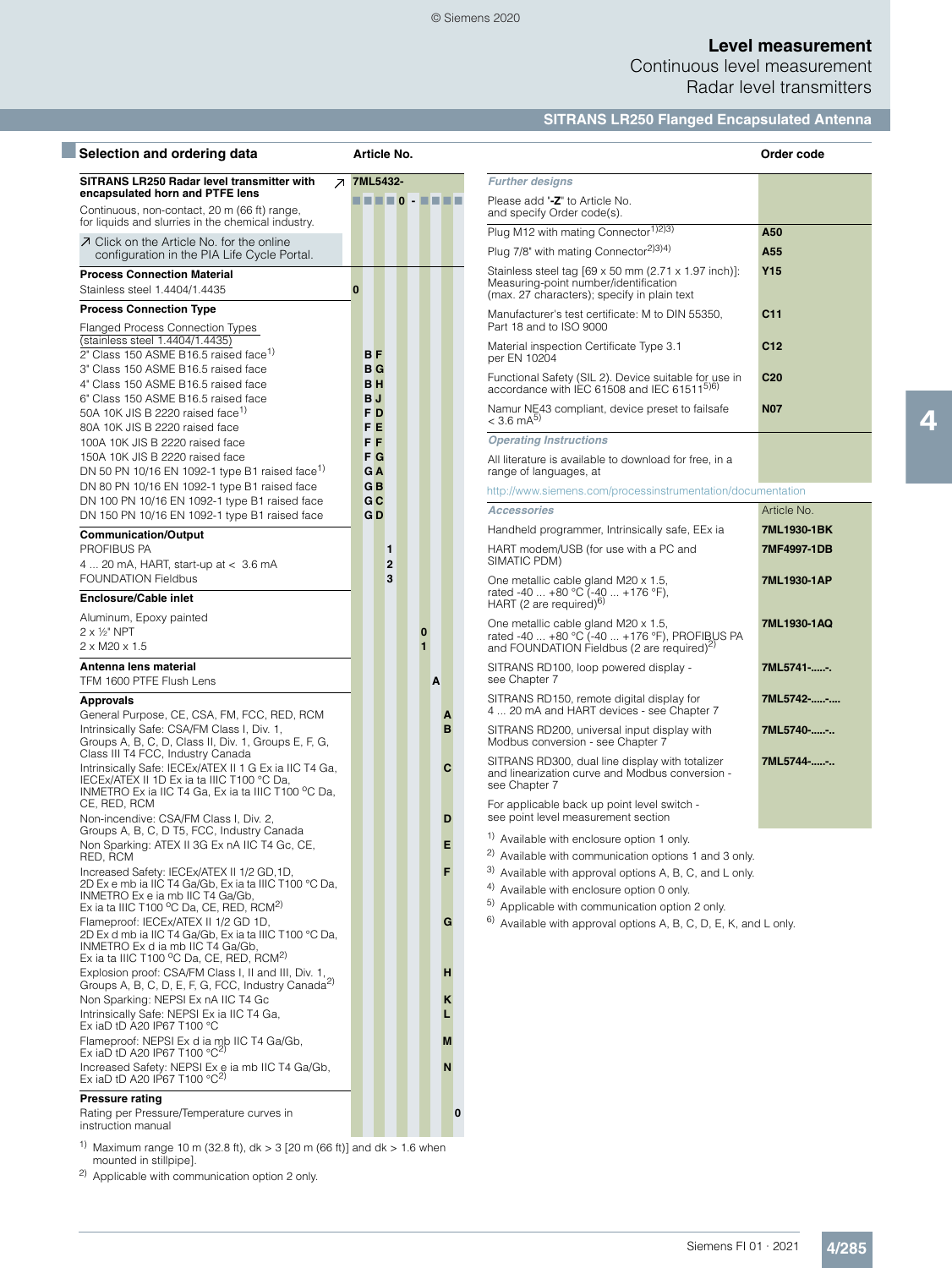## Selection and ordering data

| Selection and ordering data | Article No. |
|---|---|
| **SITRANS LR250 Radar level transmitter with encapsulated horn and PTFE lens** ↗ | **7ML5432-** |
| Continuous, non-contact, 20 m (66 ft) range, for liquids and slurries in the chemical industry. | ■ ■ ■ ■ 0 - ■ ■ ■ ■ |
| ↗ Click on the Article No. for the online configuration in the PIA Life Cycle Portal. | |
| **Process Connection Material** | |
| Stainless steel 1.4404/1.4435 | 0 |
| **Process Connection Type** | |
| Flanged Process Connection Types (stainless steel 1.4404/1.4435) | |
| 2" Class 150 ASME B16.5 raised face[1] | B F |
| 3" Class 150 ASME B16.5 raised face | B G |
| 4" Class 150 ASME B16.5 raised face | B H |
| 6" Class 150 ASME B16.5 raised face | B J |
| 50A 10K JIS B 2220 raised face[1] | F D |
| 80A 10K JIS B 2220 raised face | F E |
| 100A 10K JIS B 2220 raised face | F F |
| 150A 10K JIS B 2220 raised face | F G |
| DN 50 PN 10/16 EN 1092-1 type B1 raised face[1] | G A |
| DN 80 PN 10/16 EN 1092-1 type B1 raised face | G B |
| DN 100 PN 10/16 EN 1092-1 type B1 raised face | G C |
| DN 150 PN 10/16 EN 1092-1 type B1 raised face | G D |
| **Communication/Output** | |
| PROFIBUS PA | 1 |
| 4 ... 20 mA, HART, start-up at < 3.6 mA | 2 |
| FOUNDATION Fieldbus | 3 |
| **Enclosure/Cable inlet** | |
| Aluminum, Epoxy painted | |
| 2 x ½" NPT | 0 |
| 2 x M20 x 1.5 | 1 |
| **Antenna lens material** | |
| TFM 1600 PTFE Flush Lens | A |
| **Approvals** | |
| General Purpose, CE, CSA, FM, FCC, RED, RCM | A |
| Intrinsically Safe: CSA/FM Class I, Div. 1, Groups A, B, C, D, Class II, Div. 1, Groups E, F, G, Class III T4 FCC, Industry Canada | B |
| Intrinsically Safe: IECEx/ATEX II 1 G Ex ia IIC T4 Ga, IECEx/ATEX II 1D Ex ia ta IIIC T100 °C Da, INMETRO Ex ia IIC T4 Ga, Ex ia ta IIIC T100 °C Da, CE, RED, RCM | C |
| Non-incendive: CSA/FM Class I, Div. 2, Groups A, B, C, D T5, FCC, Industry Canada | D |
| Non Sparking: ATEX II 3G Ex nA IIC T4 Gc, CE, RED, RCM | E |
| Increased Safety: IECEx/ATEX II 1/2 GD,1D, 2D Ex e mb ia IIC T4 Ga/Gb, Ex ia ta IIIC T100 °C Da, INMETRO Ex e ia mb IIC T4 Ga/Gb, Ex ia ta IIIC T100 °C Da, CE, RED, RCM[2] | F |
| Flameproof: IECEx/ATEX II 1/2 GD 1D, 2D Ex d mb ia IIC T4 Ga/Gb, Ex ia ta IIIC T100 °C Da, INMETRO Ex d ia mb IIC T4 Ga/Gb, Ex ia ta IIIC T100 °C Da, CE, RED, RCM[2] | G |
| Explosion proof: CSA/FM Class I, II and III, Div. 1, Groups A, B, C, D, E, F, G, FCC, Industry Canada[2] | H |
| Non Sparking: NEPSI Ex nA IIC T4 Gc | K |
| Intrinsically Safe: NEPSI Ex ia IIC T4 Ga, Ex iaD tD A20 IP67 T100 °C | L |
| Flameproof: NEPSI Ex d ia mb IIC T4 Ga/Gb, Ex iaD tD A20 IP67 T100 °C[2] | M |
| Increased Safety: NEPSI Ex e ia mb IIC T4 Ga/Gb, Ex iaD tD A20 IP67 T100 °C[2] | N |
| **Pressure rating** | |
| Rating per Pressure/Temperature curves in instruction manual | 0 |

[1] Maximum range 10 m (32.8 ft), dk > 3 [20 m (66 ft)] and dk > 1.6 when mounted in stillpipe].

[2] Applicable with communication option 2 only.

| Selection and ordering data | Order code |
|---|---|
| *Further designs* | |
| Please add "-Z" to Article No. and specify Order code(s). | |
| Plug M12 with mating Connector[1)2)3)] | **A50** |
| Plug 7/8" with mating Connector[2)3)4)] | **A55** |
| Stainless steel tag [69 x 50 mm (2.71 x 1.97 inch)]: Measuring-point number/identification (max. 27 characters); specify in plain text | **Y15** |
| Manufacturer's test certificate: M to DIN 55350, Part 18 and to ISO 9000 | **C11** |
| Material inspection Certificate Type 3.1 per EN 10204 | **C12** |
| Functional Safety (SIL 2). Device suitable for use in accordance with IEC 61508 and IEC 61511[5)6)] | **C20** |
| Namur NE43 compliant, device preset to failsafe < 3.6 mA[5)] | **N07** |
| *Operating Instructions* | |
| All literature is available to download for free, in a range of languages, at http://www.siemens.com/processinstrumentation/documentation | |
| *Accessories* | Article No. |
| Handheld programmer, Intrinsically safe, EEx ia | **7ML1930-1BK** |
| HART modem/USB (for use with a PC and SIMATIC PDM) | **7MF4997-1DB** |
| One metallic cable gland M20 x 1.5, rated -40 ... +80 °C (-40 ... +176 °F), HART (2 are required)[6)] | **7ML1930-1AP** |
| One metallic cable gland M20 x 1.5, rated -40 ... +80 °C (-40 ... +176 °F), PROFIBUS PA and FOUNDATION Fieldbus (2 are required)[2)] | **7ML1930-1AQ** |
| SITRANS RD100, loop powered display - see Chapter 7 | **7ML5741-.....-.** |
| SITRANS RD150, remote digital display for 4 ... 20 mA and HART devices - see Chapter 7 | **7ML5742-....-....** |
| SITRANS RD200, universal input display with Modbus conversion - see Chapter 7 | **7ML5740-.....-..** |
| SITRANS RD300, dual line display with totalizer and linearization curve and Modbus conversion - see Chapter 7 | **7ML5744-.....-..** |
| For applicable back up point level switch - see point level measurement section | |

1) Available with enclosure option 1 only.

2) Available with communication options 1 and 3 only.

3) Available with approval options A, B, C, and L only.

4) Available with enclosure option 0 only.

5) Applicable with communication option 2 only.

6) Available with approval options A, B, C, D, E, K, and L only.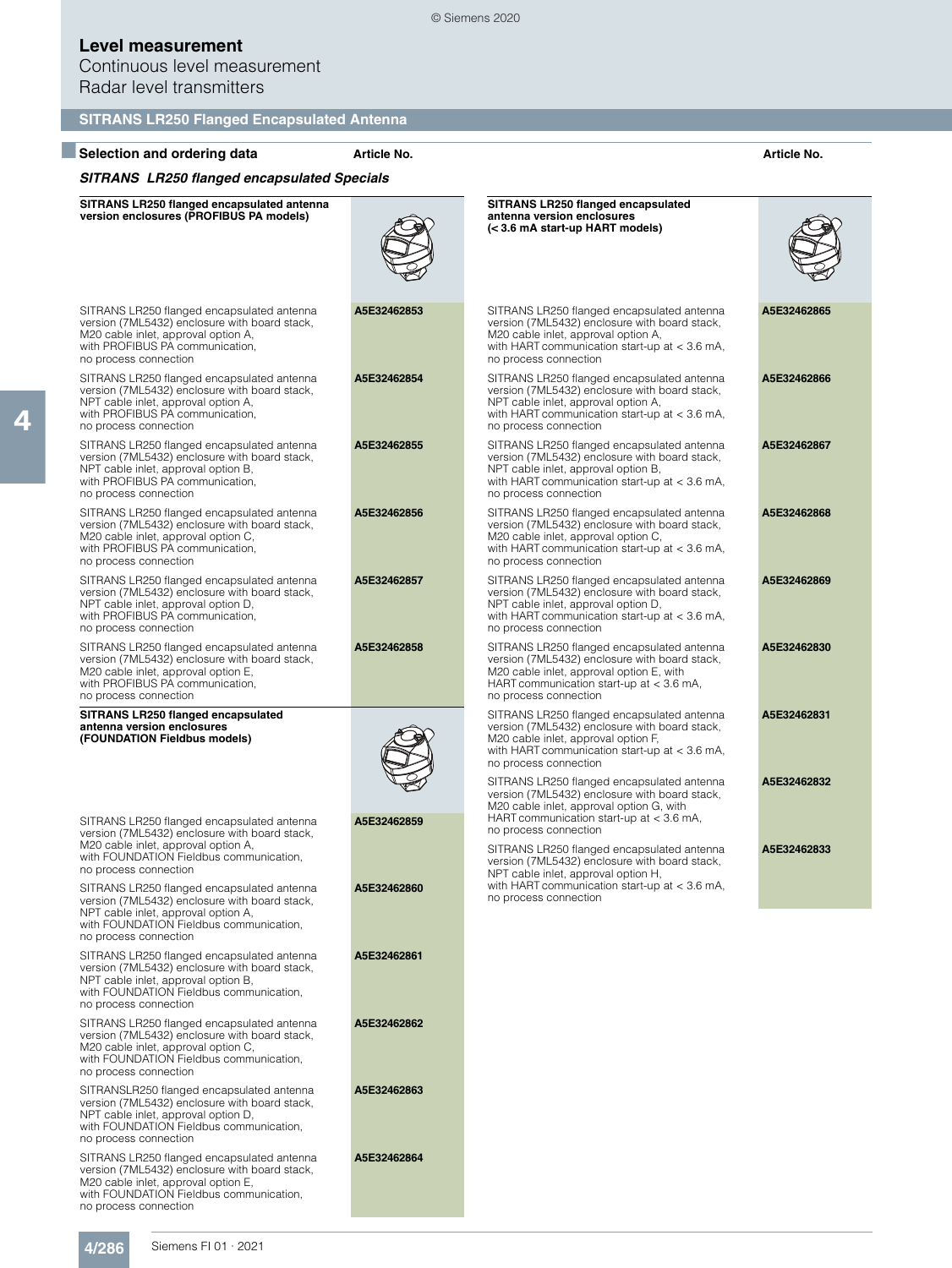# Level measurement

Continuous level measurement

Radar level transmitters

## SITRANS LR250 Flanged Encapsulated Antenna

### Selection and ordering data

*SITRANS LR250 flanged encapsulated Specials*

| **SITRANS LR250 flanged encapsulated antenna version enclosures (PROFIBUS PA models)** | **Article No.** |
|---|---|
| SITRANS LR250 flanged encapsulated antenna version (7ML5432) enclosure with board stack, M20 cable inlet, approval option A, with PROFIBUS PA communication, no process connection | **A5E32462853** |
| SITRANS LR250 flanged encapsulated antenna version (7ML5432) enclosure with board stack, NPT cable inlet, approval option A, with PROFIBUS PA communication, no process connection | **A5E32462854** |
| SITRANS LR250 flanged encapsulated antenna version (7ML5432) enclosure with board stack, NPT cable inlet, approval option B, with PROFIBUS PA communication, no process connection | **A5E32462855** |
| SITRANS LR250 flanged encapsulated antenna version (7ML5432) enclosure with board stack, M20 cable inlet, approval option C, with PROFIBUS PA communication, no process connection | **A5E32462856** |
| SITRANS LR250 flanged encapsulated antenna version (7ML5432) enclosure with board stack, NPT cable inlet, approval option D, with PROFIBUS PA communication, no process connection | **A5E32462857** |
| SITRANS LR250 flanged encapsulated antenna version (7ML5432) enclosure with board stack, M20 cable inlet, approval option E, with PROFIBUS PA communication, no process connection | **A5E32462858** |

| **SITRANS LR250 flanged encapsulated antenna version enclosures (FOUNDATION Fieldbus models)** | **Article No.** |
|---|---|
| SITRANS LR250 flanged encapsulated antenna version (7ML5432) enclosure with board stack, M20 cable inlet, approval option A, with FOUNDATION Fieldbus communication, no process connection | **A5E32462859** |
| SITRANS LR250 flanged encapsulated antenna version (7ML5432) enclosure with board stack, NPT cable inlet, approval option A, with FOUNDATION Fieldbus communication, no process connection | **A5E32462860** |
| SITRANS LR250 flanged encapsulated antenna version (7ML5432) enclosure with board stack, NPT cable inlet, approval option B, with FOUNDATION Fieldbus communication, no process connection | **A5E32462861** |
| SITRANS LR250 flanged encapsulated antenna version (7ML5432) enclosure with board stack, M20 cable inlet, approval option C, with FOUNDATION Fieldbus communication, no process connection | **A5E32462862** |
| SITRANSLR250 flanged encapsulated antenna version (7ML5432) enclosure with board stack, NPT cable inlet, approval option D, with FOUNDATION Fieldbus communication, no process connection | **A5E32462863** |
| SITRANS LR250 flanged encapsulated antenna version (7ML5432) enclosure with board stack, M20 cable inlet, approval option E, with FOUNDATION Fieldbus communication, no process connection | **A5E32462864** |

| **SITRANS LR250 flanged encapsulated antenna version enclosures (< 3.6 mA start-up HART models)** | **Article No.** |
|---|---|
| SITRANS LR250 flanged encapsulated antenna version (7ML5432) enclosure with board stack, M20 cable inlet, approval option A, with HART communication start-up at < 3.6 mA, no process connection | **A5E32462865** |
| SITRANS LR250 flanged encapsulated antenna version (7ML5432) enclosure with board stack, NPT cable inlet, approval option A, with HART communication start-up at < 3.6 mA, no process connection | **A5E32462866** |
| SITRANS LR250 flanged encapsulated antenna version (7ML5432) enclosure with board stack, NPT cable inlet, approval option B, with HART communication start-up at < 3.6 mA, no process connection | **A5E32462867** |
| SITRANS LR250 flanged encapsulated antenna version (7ML5432) enclosure with board stack, M20 cable inlet, approval option C, with HART communication start-up at < 3.6 mA, no process connection | **A5E32462868** |
| SITRANS LR250 flanged encapsulated antenna version (7ML5432) enclosure with board stack, NPT cable inlet, approval option D, with HART communication start-up at < 3.6 mA, no process connection | **A5E32462869** |
| SITRANS LR250 flanged encapsulated antenna version (7ML5432) enclosure with board stack, M20 cable inlet, approval option E, with HART communication start-up at < 3.6 mA, no process connection | **A5E32462830** |
| SITRANS LR250 flanged encapsulated antenna version (7ML5432) enclosure with board stack, M20 cable inlet, approval option F, with HART communication start-up at < 3.6 mA, no process connection | **A5E32462831** |
| SITRANS LR250 flanged encapsulated antenna version (7ML5432) enclosure with board stack, M20 cable inlet, approval option G, with HART communication start-up at < 3.6 mA, no process connection | **A5E32462832** |
| SITRANS LR250 flanged encapsulated antenna version (7ML5432) enclosure with board stack, NPT cable inlet, approval option H, with HART communication start-up at < 3.6 mA, no process connection | **A5E32462833** |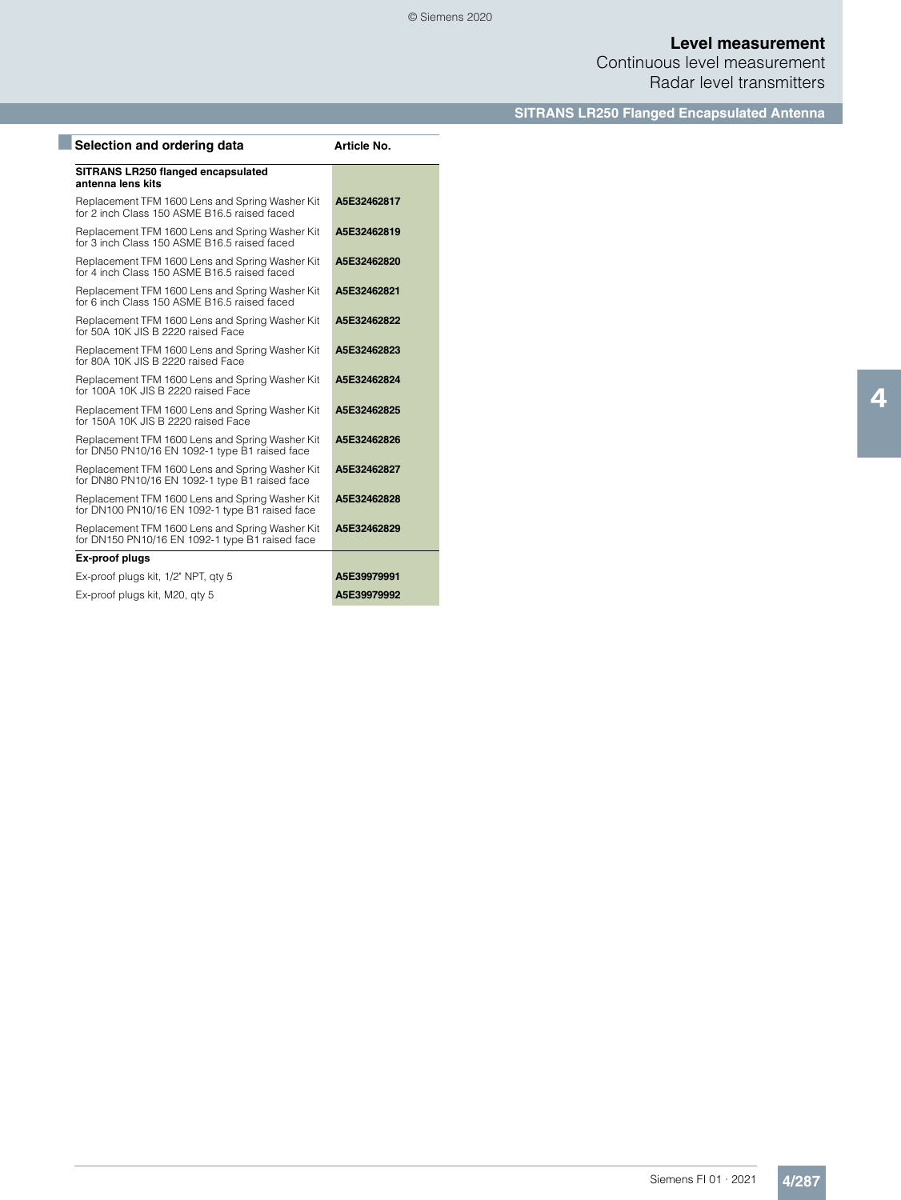## Selection and ordering data

| Selection and ordering data | Article No. |
|---|---|
| **SITRANS LR250 flanged encapsulated antenna lens kits** | |
| Replacement TFM 1600 Lens and Spring Washer Kit for 2 inch Class 150 ASME B16.5 raised faced | **A5E32462817** |
| Replacement TFM 1600 Lens and Spring Washer Kit for 3 inch Class 150 ASME B16.5 raised faced | **A5E32462819** |
| Replacement TFM 1600 Lens and Spring Washer Kit for 4 inch Class 150 ASME B16.5 raised faced | **A5E32462820** |
| Replacement TFM 1600 Lens and Spring Washer Kit for 6 inch Class 150 ASME B16.5 raised faced | **A5E32462821** |
| Replacement TFM 1600 Lens and Spring Washer Kit for 50A 10K JIS B 2220 raised Face | **A5E32462822** |
| Replacement TFM 1600 Lens and Spring Washer Kit for 80A 10K JIS B 2220 raised Face | **A5E32462823** |
| Replacement TFM 1600 Lens and Spring Washer Kit for 100A 10K JIS B 2220 raised Face | **A5E32462824** |
| Replacement TFM 1600 Lens and Spring Washer Kit for 150A 10K JIS B 2220 raised Face | **A5E32462825** |
| Replacement TFM 1600 Lens and Spring Washer Kit for DN50 PN10/16 EN 1092-1 type B1 raised face | **A5E32462826** |
| Replacement TFM 1600 Lens and Spring Washer Kit for DN80 PN10/16 EN 1092-1 type B1 raised face | **A5E32462827** |
| Replacement TFM 1600 Lens and Spring Washer Kit for DN100 PN10/16 EN 1092-1 type B1 raised face | **A5E32462828** |
| Replacement TFM 1600 Lens and Spring Washer Kit for DN150 PN10/16 EN 1092-1 type B1 raised face | **A5E32462829** |
| **Ex-proof plugs** | |
| Ex-proof plugs kit, 1/2" NPT, qty 5 | **A5E39979991** |
| Ex-proof plugs kit, M20, qty 5 | **A5E39979992** |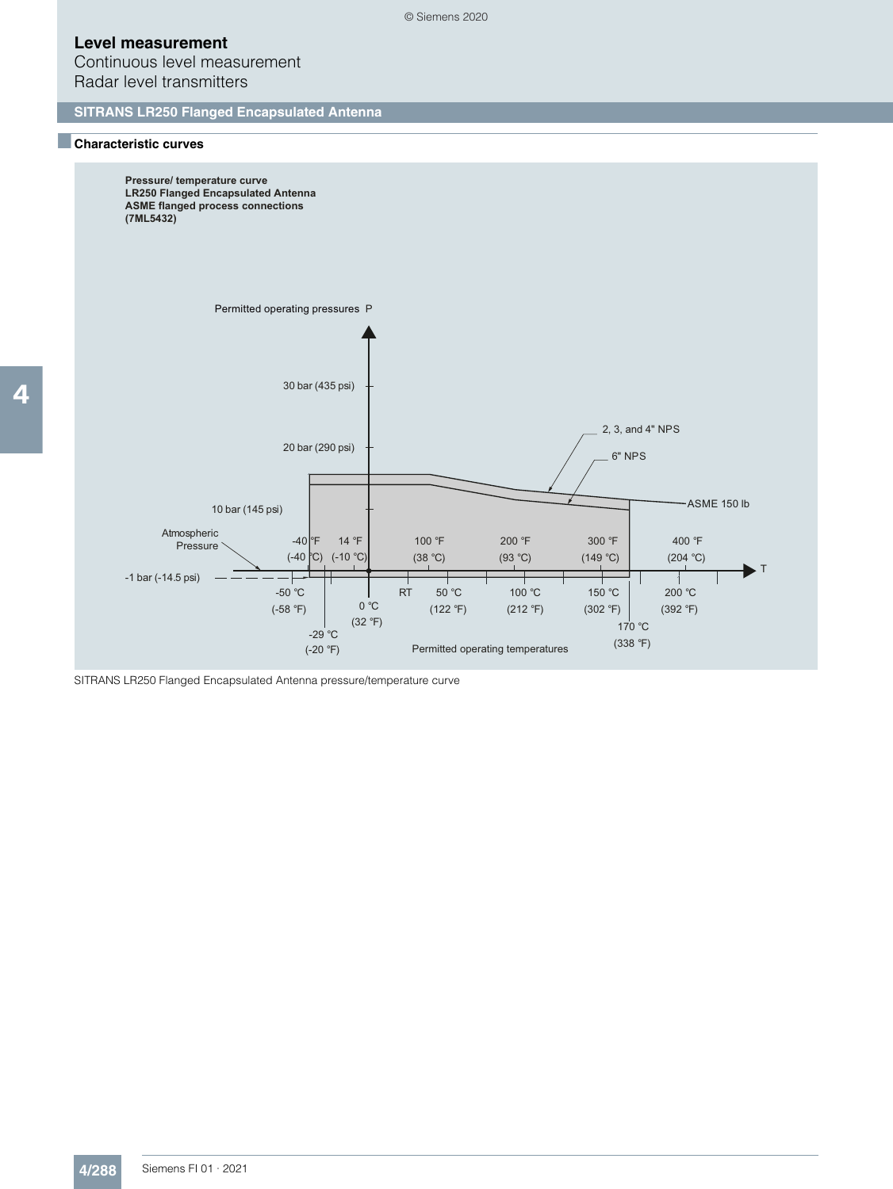# Level measurement

Continuous level measurement

Radar level transmitters

## SITRANS LR250 Flanged Encapsulated Antenna

### Characteristic curves

**Pressure/ temperature curve**
**LR250 Flanged Encapsulated Antenna**
**ASME flanged process connections**
**(7ML5432)**

Permitted operating pressures P

30 bar (435 psi)

20 bar (290 psi)

10 bar (145 psi)

Atmospheric Pressure

-1 bar (-14.5 psi)

2, 3, and 4" NPS

6" NPS

ASME 150 lb

-40 °F (-40 °C) | 14 °F (-10 °C) | 100 °F (38 °C) | 200 °F (93 °C) | 300 °F (149 °C) | 400 °F (204 °C)

-50 °C (-58 °F) | -29 °C (-20 °F) | 0 °C (32 °F) | RT | 50 °C (122 °F) | 100 °C (212 °F) | 150 °C (302 °F) | 170 °C (338 °F) | 200 °C (392 °F)

T

Permitted operating temperatures

SITRANS LR250 Flanged Encapsulated Antenna pressure/temperature curve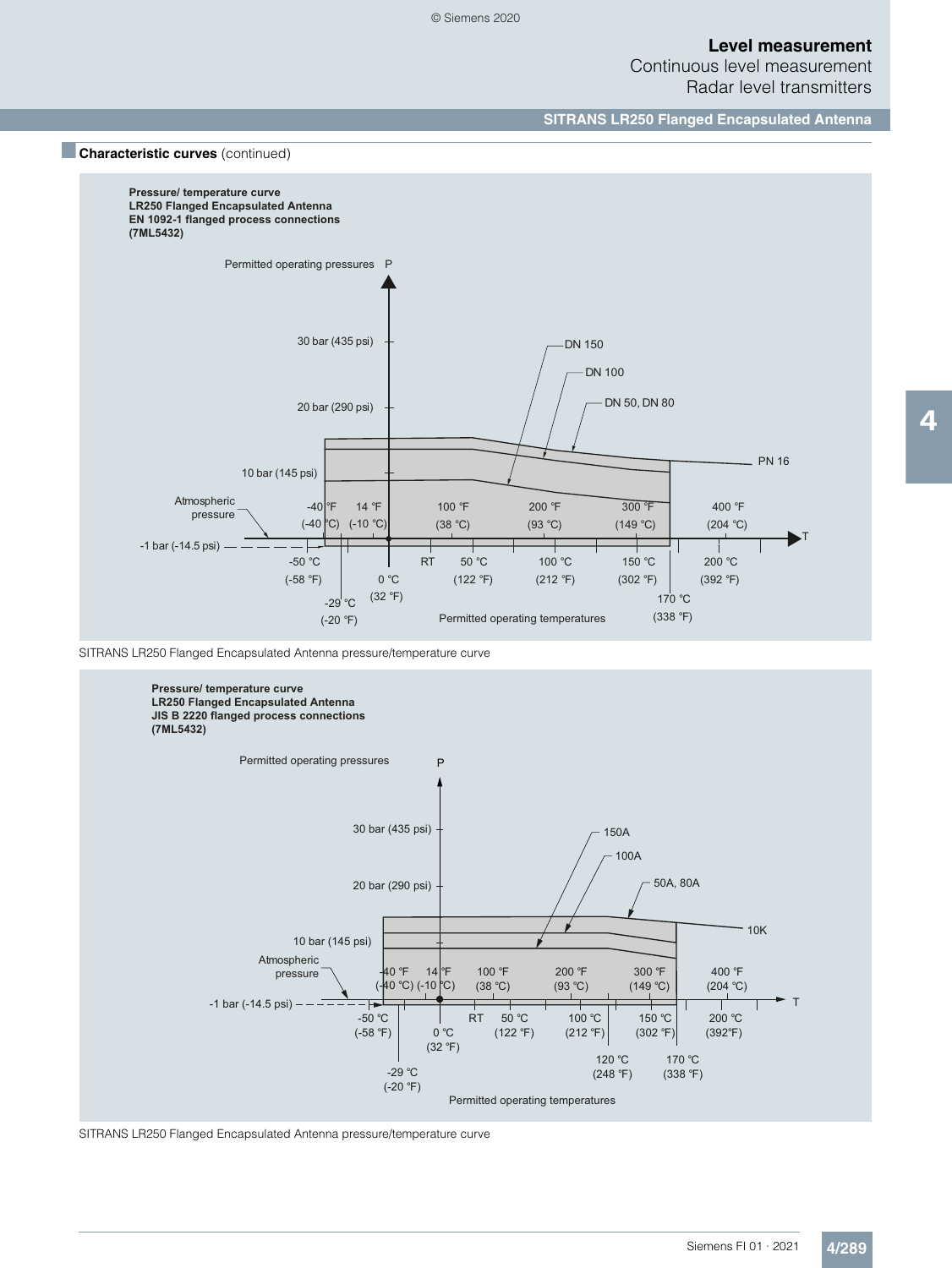## Characteristic curves (continued)

**Pressure/ temperature curve**
**LR250 Flanged Encapsulated Antenna**
**EN 1092-1 flanged process connections**
**(7ML5432)**

Permitted operating pressures P

30 bar (435 psi)
20 bar (290 psi)
10 bar (145 psi)
Atmospheric pressure
-1 bar (-14.5 psi)

DN 150
DN 100
DN 50, DN 80
PN 16

-40 °F (-40 °C) | 14 °F (-10 °C) | 100 °F (38 °C) | 200 °F (93 °C) | 300 °F (149 °C) | 400 °F (204 °C)

-50 °C (-58 °F) | -29 °C (-20 °F) | 0 °C (32 °F) | RT | 50 °C (122 °F) | 100 °C (212 °F) | 150 °C (302 °F) | 170 °C (338 °F) | 200 °C (392 °F)

T

Permitted operating temperatures

SITRANS LR250 Flanged Encapsulated Antenna pressure/temperature curve

**Pressure/ temperature curve**
**LR250 Flanged Encapsulated Antenna**
**JIS B 2220 flanged process connections**
**(7ML5432)**

Permitted operating pressures P

30 bar (435 psi)
20 bar (290 psi)
10 bar (145 psi)
Atmospheric pressure
-1 bar (-14.5 psi)

150A
100A
50A, 80A
10K

-40 °F (-40 °C) | 14 °F (-10 °C) | 100 °F (38 °C) | 200 °F (93 °C) | 300 °F (149 °C) | 400 °F (204 °C)

-50 °C (-58 °F) | -29 °C (-20 °F) | 0 °C (32 °F) | RT | 50 °C (122 °F) | 100 °C (212 °F) | 120 °C (248 °F) | 150 °C (302 °F) | 170 °C (338 °F) | 200 °C (392°F)

T

Permitted operating temperatures

SITRANS LR250 Flanged Encapsulated Antenna pressure/temperature curve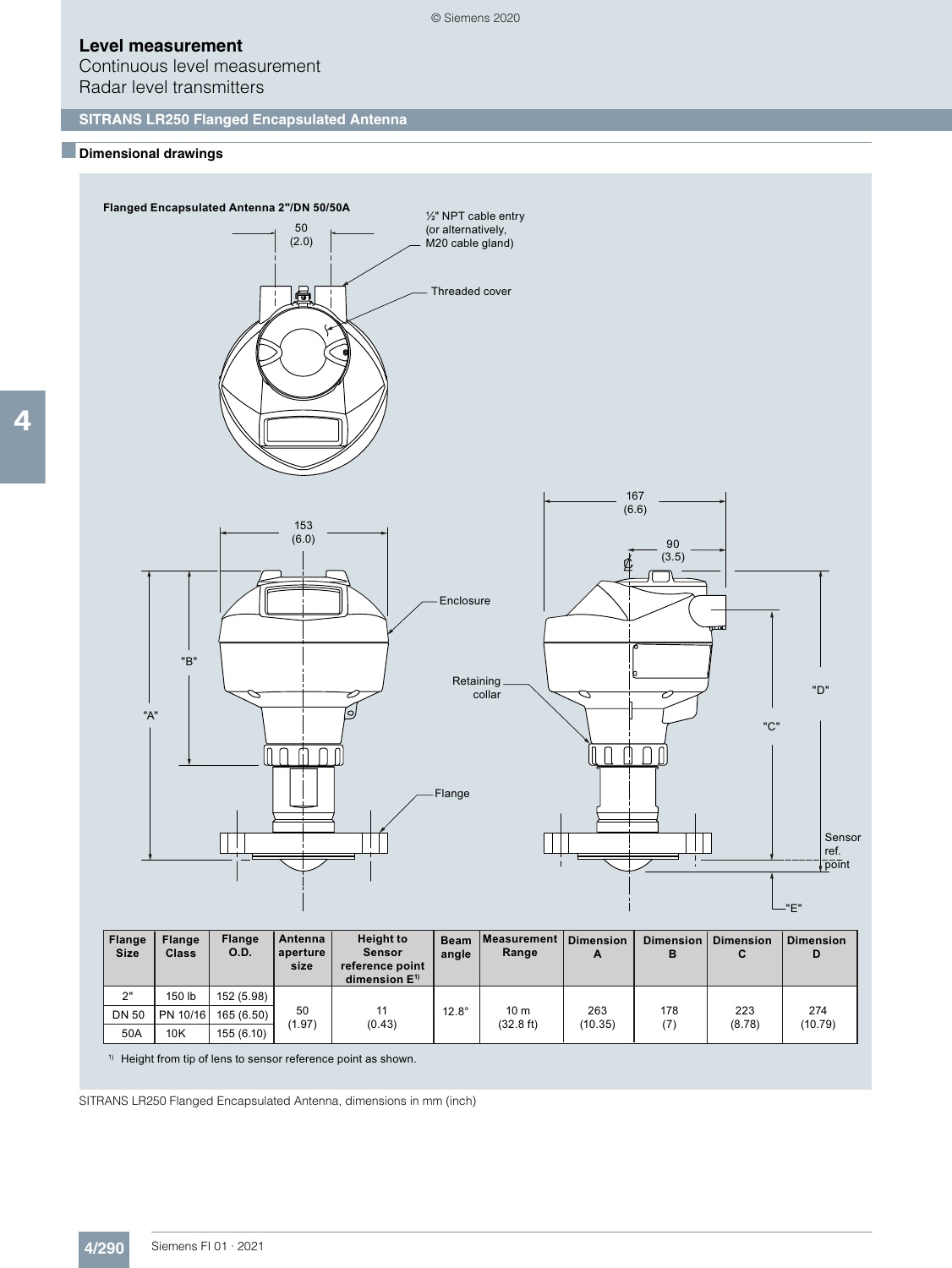# Level measurement

Continuous level measurement

Radar level transmitters

## SITRANS LR250 Flanged Encapsulated Antenna

### Dimensional drawings

**Flanged Encapsulated Antenna 2"/DN 50/50A**

50 (2.0)

½" NPT cable entry (or alternatively, M20 cable gland)

Threaded cover

153 (6.0)

167 (6.6)

90 (3.5)

Enclosure

Retaining collar

Flange

"A"

"B"

"C"

"D"

"E"

Sensor ref. point

| Flange Size | Flange Class | Flange O.D. | Antenna aperture size | Height to Sensor reference point dimension E[1] | Beam angle | Measurement Range | Dimension A | Dimension B | Dimension C | Dimension D |
|---|---|---|---|---|---|---|---|---|---|---|
| 2" | 150 lb | 152 (5.98) | 50 (1.97) | 11 (0.43) | 12.8° | 10 m (32.8 ft) | 263 (10.35) | 178 (7) | 223 (8.78) | 274 (10.79) |
| DN 50 | PN 10/16 | 165 (6.50) | | | | | | | | |
| 50A | 10K | 155 (6.10) | | | | | | | | |

[1] Height from tip of lens to sensor reference point as shown.

SITRANS LR250 Flanged Encapsulated Antenna, dimensions in mm (inch)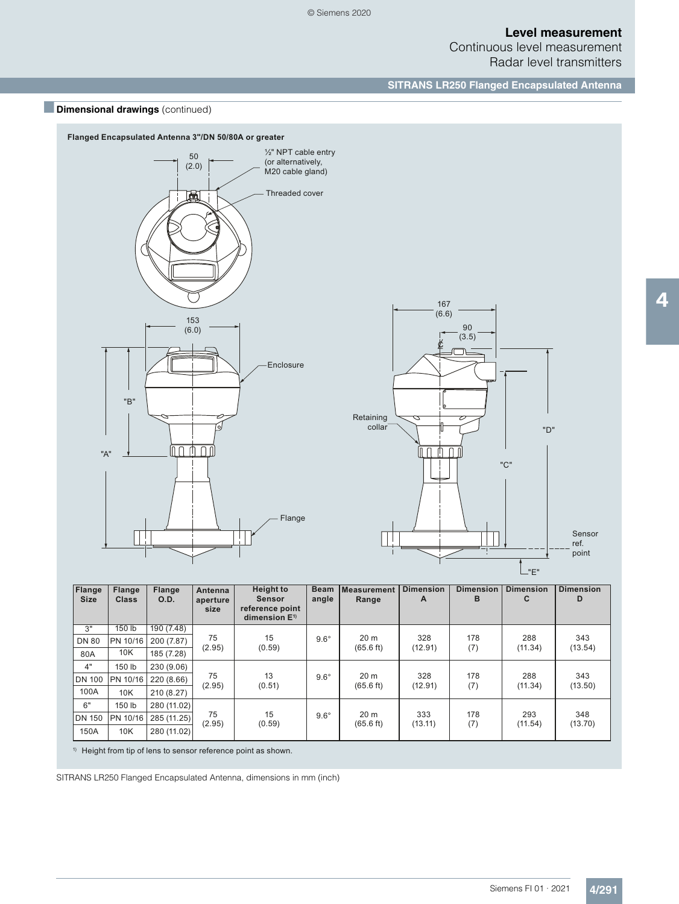## Dimensional drawings (continued)

**Flanged Encapsulated Antenna 3"/DN 50/80A or greater**

| Flange Size | Flange Class | Flange O.D. | Antenna aperture size | Height to Sensor reference point dimension E[1] | Beam angle | Measurement Range | Dimension A | Dimension B | Dimension C | Dimension D |
|---|---|---|---|---|---|---|---|---|---|---|
| 3" | 150 lb | 190 (7.48) | 75 (2.95) | 15 (0.59) | 9.6° | 20 m (65.6 ft) | 328 (12.91) | 178 (7) | 288 (11.34) | 343 (13.54) |
| DN 80 | PN 10/16 | 200 (7.87) | | | | | | | | |
| 80A | 10K | 185 (7.28) | | | | | | | | |
| 4" | 150 lb | 230 (9.06) | 75 (2.95) | 13 (0.51) | 9.6° | 20 m (65.6 ft) | 328 (12.91) | 178 (7) | 288 (11.34) | 343 (13.50) |
| DN 100 | PN 10/16 | 220 (8.66) | | | | | | | | |
| 100A | 10K | 210 (8.27) | | | | | | | | |
| 6" | 150 lb | 280 (11.02) | 75 (2.95) | 15 (0.59) | 9.6° | 20 m (65.6 ft) | 333 (13.11) | 178 (7) | 293 (11.54) | 348 (13.70) |
| DN 150 | PN 10/16 | 285 (11.25) | | | | | | | | |
| 150A | 10K | 280 (11.02) | | | | | | | | |

[1] Height from tip of lens to sensor reference point as shown.

SITRANS LR250 Flanged Encapsulated Antenna, dimensions in mm (inch)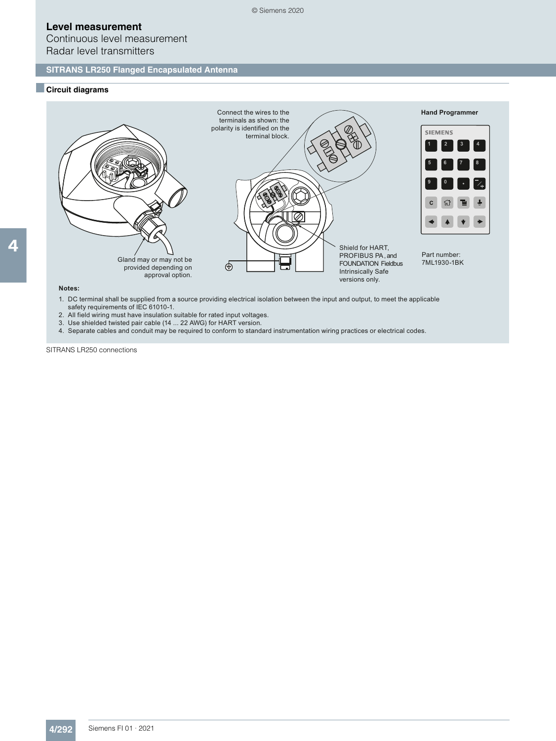# Level measurement

Continuous level measurement

Radar level transmitters

## SITRANS LR250 Flanged Encapsulated Antenna

### Circuit diagrams

Connect the wires to the terminals as shown: the polarity is identified on the terminal block.

Hand Programmer

SIEMENS

Gland may or may not be provided depending on approval option.

Shield for HART, PROFIBUS PA, and FOUNDATION Fieldbus Intrinsically Safe versions only.

Part number: 7ML1930-1BK

**Notes:**

1. DC terminal shall be supplied from a source providing electrical isolation between the input and output, to meet the applicable safety requirements of IEC 61010-1.
2. All field wiring must have insulation suitable for rated input voltages.
3. Use shielded twisted pair cable (14 ... 22 AWG) for HART version.
4. Separate cables and conduit may be required to conform to standard instrumentation wiring practices or electrical codes.

SITRANS LR250 connections